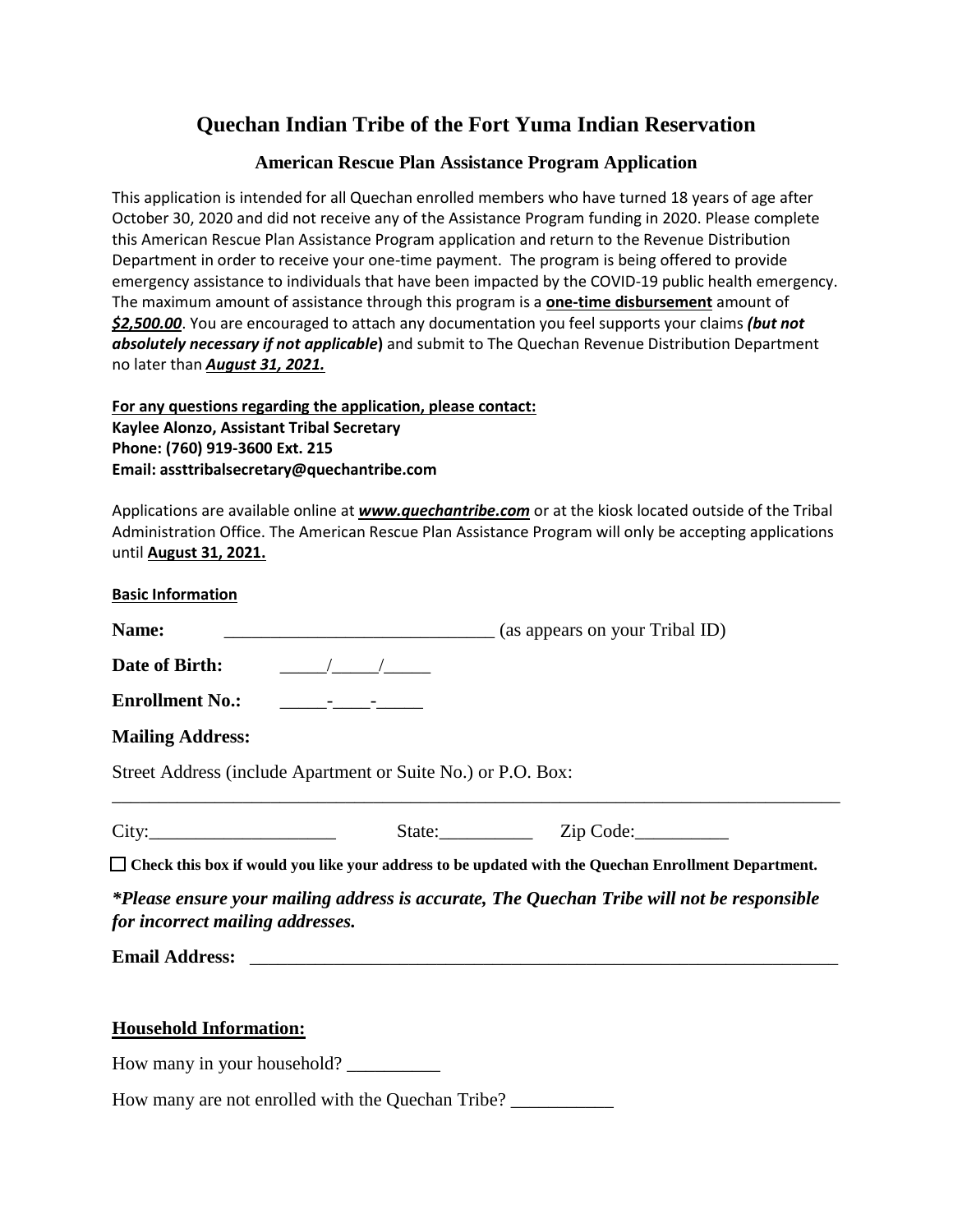# Quechan Indian Tribe of the Fort Yuma Indian Reservation

## American Rescue Plan Assistance Program Application

This application is intended for all Quechan enrolled members who have turned 18 years of age after October 30, 2020 and did not receive any of the Assistance Program funding in 2020. Please complete this American Rescue Plan Assistance Program application and return to the Revenue Distribution Department in order to receive your one-time payment. The program is being offered to provide emergency assistance to individuals that have been impacted by the COVID-19 public health emergency. The maximum amount of assistance through this program is a **one-time disbursement** amount of ***$2,500.00***. You are encouraged to attach any documentation you feel supports your claims ***(but not absolutely necessary if not applicable)*** and submit to The Quechan Revenue Distribution Department no later than ***August 31, 2021.***

**For any questions regarding the application, please contact:**
**Kaylee Alonzo, Assistant Tribal Secretary**
**Phone: (760) 919-3600 Ext. 215**
**Email: assttribalsecretary@quechantribe.com**

Applications are available online at ***www.quechantribe.com*** or at the kiosk located outside of the Tribal Administration Office. The American Rescue Plan Assistance Program will only be accepting applications until **August 31, 2021.**

**Basic Information**

**Name:** ____________________________ (as appears on your Tribal ID)

**Date of Birth:** _____/_____/_____

**Enrollment No.:** _____-____-_____

**Mailing Address:**

Street Address (include Apartment or Suite No.) or P.O. Box:

________________________________________________________________________________

City:___________________ State:__________ Zip Code:__________

☐ **Check this box if would you like your address to be updated with the Quechan Enrollment Department.**

***\*Please ensure your mailing address is accurate, The Quechan Tribe will not be responsible for incorrect mailing addresses.***

**Email Address:** ______________________________________________________________

**Household Information:**

How many in your household? __________

How many are not enrolled with the Quechan Tribe? ___________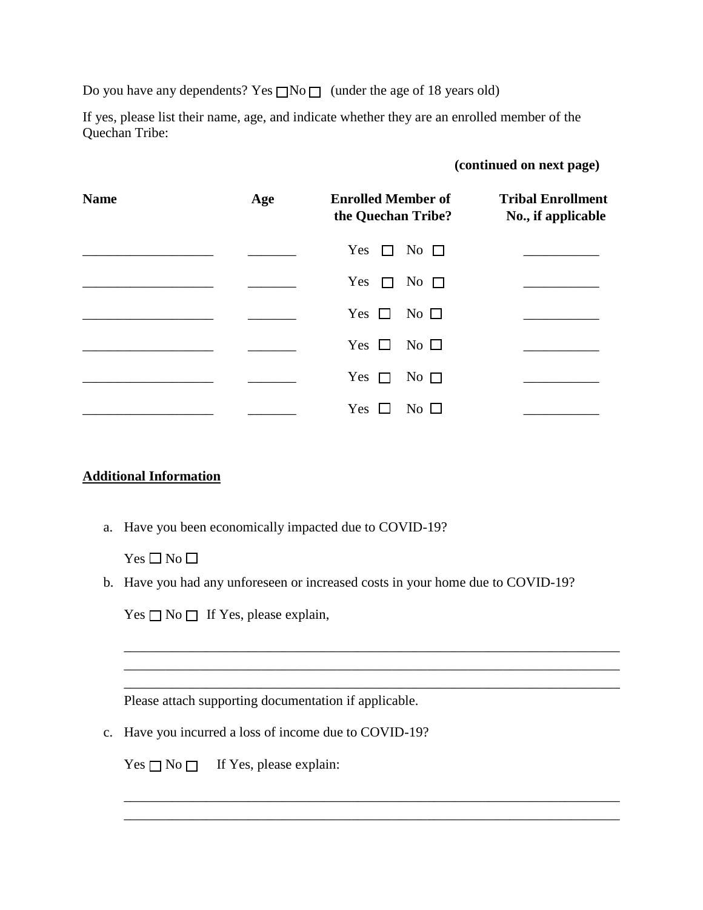Do you have any dependents? Yes ☐ No ☐ (under the age of 18 years old)

If yes, please list their name, age, and indicate whether they are an enrolled member of the Quechan Tribe:

**(continued on next page)**

| **Name** | **Age** | **Enrolled Member of the Quechan Tribe?** | **Tribal Enrollment No., if applicable** |
|---|---|---|---|
| ___________________ | _______ | Yes ☐ No ☐ | ___________ |
| ___________________ | _______ | Yes ☐ No ☐ | ___________ |
| ___________________ | _______ | Yes ☐ No ☐ | ___________ |
| ___________________ | _______ | Yes ☐ No ☐ | ___________ |
| ___________________ | _______ | Yes ☐ No ☐ | ___________ |
| ___________________ | _______ | Yes ☐ No ☐ | ___________ |

**<u>Additional Information</u>**

a. Have you been economically impacted due to COVID-19?

   Yes ☐ No ☐

b. Have you had any unforeseen or increased costs in your home due to COVID-19?

   Yes ☐ No ☐ If Yes, please explain,

   ________________________________________________________________________
   ________________________________________________________________________
   ________________________________________________________________________

   Please attach supporting documentation if applicable.

c. Have you incurred a loss of income due to COVID-19?

   Yes ☐ No ☐ If Yes, please explain:

   ________________________________________________________________________
   ________________________________________________________________________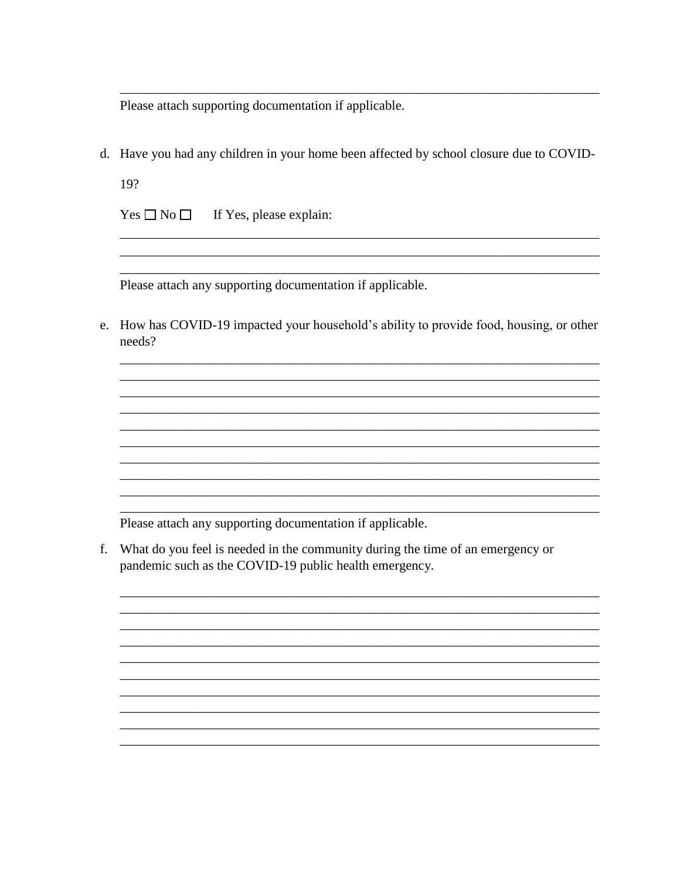\_\_\_\_\_\_\_\_\_\_\_\_\_\_\_\_\_\_\_\_\_\_\_\_\_\_\_\_\_\_\_\_\_\_\_\_\_\_\_\_\_\_\_\_\_\_\_\_\_\_\_\_\_\_\_\_\_\_\_\_\_\_\_\_\_\_\_\_

Please attach supporting documentation if applicable.

d. Have you had any children in your home been affected by school closure due to COVID-19?

   Yes ☐ No ☐     If Yes, please explain:

   \_\_\_\_\_\_\_\_\_\_\_\_\_\_\_\_\_\_\_\_\_\_\_\_\_\_\_\_\_\_\_\_\_\_\_\_\_\_\_\_\_\_\_\_\_\_\_\_\_\_\_\_\_\_\_\_\_\_\_\_\_\_\_\_\_\_\_\_

   \_\_\_\_\_\_\_\_\_\_\_\_\_\_\_\_\_\_\_\_\_\_\_\_\_\_\_\_\_\_\_\_\_\_\_\_\_\_\_\_\_\_\_\_\_\_\_\_\_\_\_\_\_\_\_\_\_\_\_\_\_\_\_\_\_\_\_\_

   \_\_\_\_\_\_\_\_\_\_\_\_\_\_\_\_\_\_\_\_\_\_\_\_\_\_\_\_\_\_\_\_\_\_\_\_\_\_\_\_\_\_\_\_\_\_\_\_\_\_\_\_\_\_\_\_\_\_\_\_\_\_\_\_\_\_\_\_

   Please attach any supporting documentation if applicable.

e. How has COVID-19 impacted your household's ability to provide food, housing, or other needs?

   \_\_\_\_\_\_\_\_\_\_\_\_\_\_\_\_\_\_\_\_\_\_\_\_\_\_\_\_\_\_\_\_\_\_\_\_\_\_\_\_\_\_\_\_\_\_\_\_\_\_\_\_\_\_\_\_\_\_\_\_\_\_\_\_\_\_\_\_

   \_\_\_\_\_\_\_\_\_\_\_\_\_\_\_\_\_\_\_\_\_\_\_\_\_\_\_\_\_\_\_\_\_\_\_\_\_\_\_\_\_\_\_\_\_\_\_\_\_\_\_\_\_\_\_\_\_\_\_\_\_\_\_\_\_\_\_\_

   \_\_\_\_\_\_\_\_\_\_\_\_\_\_\_\_\_\_\_\_\_\_\_\_\_\_\_\_\_\_\_\_\_\_\_\_\_\_\_\_\_\_\_\_\_\_\_\_\_\_\_\_\_\_\_\_\_\_\_\_\_\_\_\_\_\_\_\_

   \_\_\_\_\_\_\_\_\_\_\_\_\_\_\_\_\_\_\_\_\_\_\_\_\_\_\_\_\_\_\_\_\_\_\_\_\_\_\_\_\_\_\_\_\_\_\_\_\_\_\_\_\_\_\_\_\_\_\_\_\_\_\_\_\_\_\_\_

   \_\_\_\_\_\_\_\_\_\_\_\_\_\_\_\_\_\_\_\_\_\_\_\_\_\_\_\_\_\_\_\_\_\_\_\_\_\_\_\_\_\_\_\_\_\_\_\_\_\_\_\_\_\_\_\_\_\_\_\_\_\_\_\_\_\_\_\_

   \_\_\_\_\_\_\_\_\_\_\_\_\_\_\_\_\_\_\_\_\_\_\_\_\_\_\_\_\_\_\_\_\_\_\_\_\_\_\_\_\_\_\_\_\_\_\_\_\_\_\_\_\_\_\_\_\_\_\_\_\_\_\_\_\_\_\_\_

   \_\_\_\_\_\_\_\_\_\_\_\_\_\_\_\_\_\_\_\_\_\_\_\_\_\_\_\_\_\_\_\_\_\_\_\_\_\_\_\_\_\_\_\_\_\_\_\_\_\_\_\_\_\_\_\_\_\_\_\_\_\_\_\_\_\_\_\_

   \_\_\_\_\_\_\_\_\_\_\_\_\_\_\_\_\_\_\_\_\_\_\_\_\_\_\_\_\_\_\_\_\_\_\_\_\_\_\_\_\_\_\_\_\_\_\_\_\_\_\_\_\_\_\_\_\_\_\_\_\_\_\_\_\_\_\_\_

   \_\_\_\_\_\_\_\_\_\_\_\_\_\_\_\_\_\_\_\_\_\_\_\_\_\_\_\_\_\_\_\_\_\_\_\_\_\_\_\_\_\_\_\_\_\_\_\_\_\_\_\_\_\_\_\_\_\_\_\_\_\_\_\_\_\_\_\_

   \_\_\_\_\_\_\_\_\_\_\_\_\_\_\_\_\_\_\_\_\_\_\_\_\_\_\_\_\_\_\_\_\_\_\_\_\_\_\_\_\_\_\_\_\_\_\_\_\_\_\_\_\_\_\_\_\_\_\_\_\_\_\_\_\_\_\_\_

   Please attach any supporting documentation if applicable.

f. What do you feel is needed in the community during the time of an emergency or pandemic such as the COVID-19 public health emergency.

   \_\_\_\_\_\_\_\_\_\_\_\_\_\_\_\_\_\_\_\_\_\_\_\_\_\_\_\_\_\_\_\_\_\_\_\_\_\_\_\_\_\_\_\_\_\_\_\_\_\_\_\_\_\_\_\_\_\_\_\_\_\_\_\_\_\_\_\_

   \_\_\_\_\_\_\_\_\_\_\_\_\_\_\_\_\_\_\_\_\_\_\_\_\_\_\_\_\_\_\_\_\_\_\_\_\_\_\_\_\_\_\_\_\_\_\_\_\_\_\_\_\_\_\_\_\_\_\_\_\_\_\_\_\_\_\_\_

   \_\_\_\_\_\_\_\_\_\_\_\_\_\_\_\_\_\_\_\_\_\_\_\_\_\_\_\_\_\_\_\_\_\_\_\_\_\_\_\_\_\_\_\_\_\_\_\_\_\_\_\_\_\_\_\_\_\_\_\_\_\_\_\_\_\_\_\_

   \_\_\_\_\_\_\_\_\_\_\_\_\_\_\_\_\_\_\_\_\_\_\_\_\_\_\_\_\_\_\_\_\_\_\_\_\_\_\_\_\_\_\_\_\_\_\_\_\_\_\_\_\_\_\_\_\_\_\_\_\_\_\_\_\_\_\_\_

   \_\_\_\_\_\_\_\_\_\_\_\_\_\_\_\_\_\_\_\_\_\_\_\_\_\_\_\_\_\_\_\_\_\_\_\_\_\_\_\_\_\_\_\_\_\_\_\_\_\_\_\_\_\_\_\_\_\_\_\_\_\_\_\_\_\_\_\_

   \_\_\_\_\_\_\_\_\_\_\_\_\_\_\_\_\_\_\_\_\_\_\_\_\_\_\_\_\_\_\_\_\_\_\_\_\_\_\_\_\_\_\_\_\_\_\_\_\_\_\_\_\_\_\_\_\_\_\_\_\_\_\_\_\_\_\_\_

   \_\_\_\_\_\_\_\_\_\_\_\_\_\_\_\_\_\_\_\_\_\_\_\_\_\_\_\_\_\_\_\_\_\_\_\_\_\_\_\_\_\_\_\_\_\_\_\_\_\_\_\_\_\_\_\_\_\_\_\_\_\_\_\_\_\_\_\_

   \_\_\_\_\_\_\_\_\_\_\_\_\_\_\_\_\_\_\_\_\_\_\_\_\_\_\_\_\_\_\_\_\_\_\_\_\_\_\_\_\_\_\_\_\_\_\_\_\_\_\_\_\_\_\_\_\_\_\_\_\_\_\_\_\_\_\_\_

   \_\_\_\_\_\_\_\_\_\_\_\_\_\_\_\_\_\_\_\_\_\_\_\_\_\_\_\_\_\_\_\_\_\_\_\_\_\_\_\_\_\_\_\_\_\_\_\_\_\_\_\_\_\_\_\_\_\_\_\_\_\_\_\_\_\_\_\_

   \_\_\_\_\_\_\_\_\_\_\_\_\_\_\_\_\_\_\_\_\_\_\_\_\_\_\_\_\_\_\_\_\_\_\_\_\_\_\_\_\_\_\_\_\_\_\_\_\_\_\_\_\_\_\_\_\_\_\_\_\_\_\_\_\_\_\_\_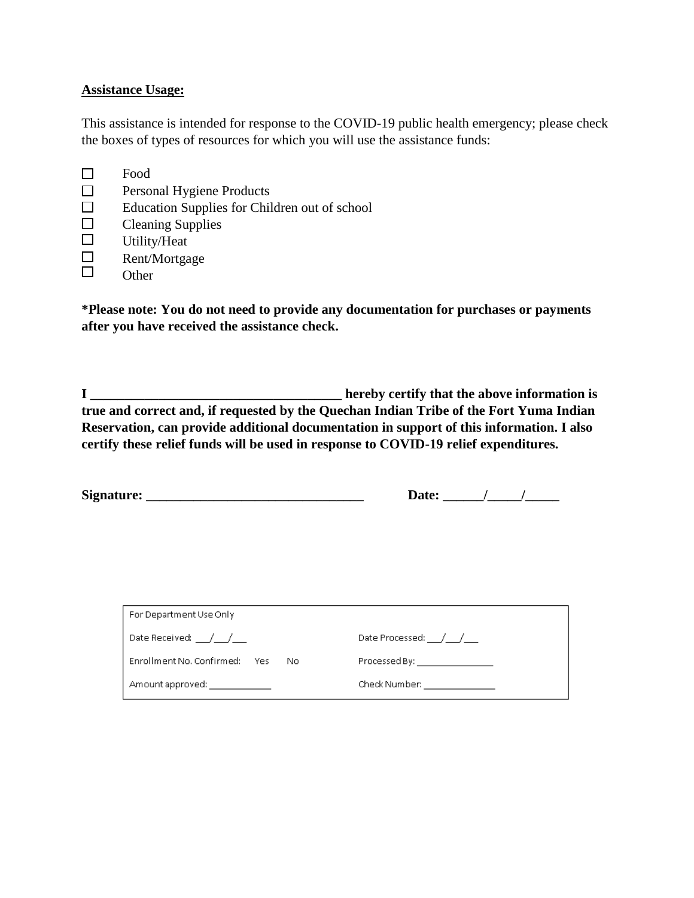**Assistance Usage:**

This assistance is intended for response to the COVID-19 public health emergency; please check the boxes of types of resources for which you will use the assistance funds:

- ☐ Food
- ☐ Personal Hygiene Products
- ☐ Education Supplies for Children out of school
- ☐ Cleaning Supplies
- ☐ Utility/Heat
- ☐ Rent/Mortgage
- ☐ Other

**\*Please note: You do not need to provide any documentation for purchases or payments after you have received the assistance check.**

**I _____________________________________ hereby certify that the above information is true and correct and, if requested by the Quechan Indian Tribe of the Fort Yuma Indian Reservation, can provide additional documentation in support of this information. I also certify these relief funds will be used in response to COVID-19 relief expenditures.**

**Signature: _________________________________ Date: ______/_____/_____**

| For Department Use Only | |
|---|---|
| Date Received: \_\_\_/\_\_\_/\_\_\_ | Date Processed: \_\_\_/\_\_\_/\_\_\_ |
| Enrollment No. Confirmed: Yes No | Processed By: _______________ |
| Amount approved: ____________ | Check Number: ______________ |